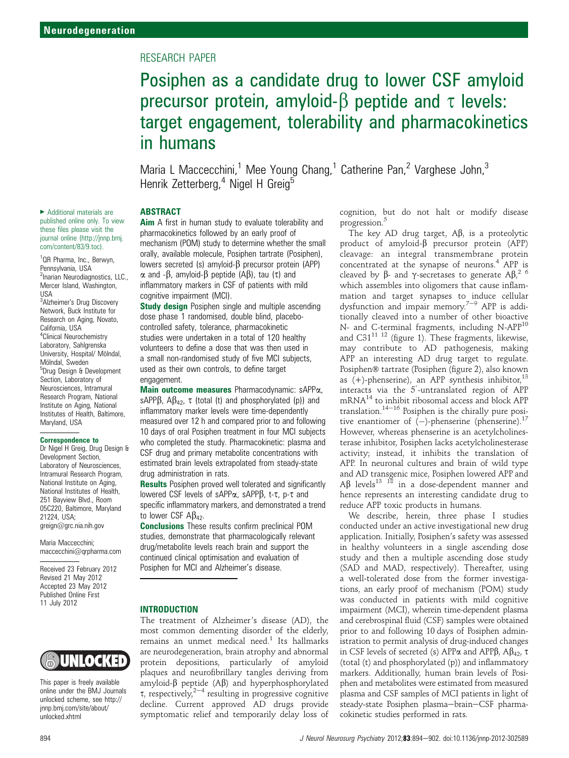RESEARCH PAPER

# Posiphen as a candidate drug to lower CSF amyloid precursor protein, amyloid-β peptide and τ levels: target engagement, tolerability and pharmacokinetics in humans

Maria L Maccecchini,[1] Mee Young Chang,[1] Catherine Pan,[2] Varghese John,[3] Henrik Zetterberg,[4] Nigel H Greig[5]

▸ Additional materials are published online only. To view these files please visit the journal online (http://jnnp.bmj.com/content/83/9.toc).

[1]QR Pharma, Inc., Berwyn, Pennsylvania, USA
[2]Inarian Neurodiagnostics, LLC., Mercer Island, Washington, USA
[3]Alzheimer's Drug Discovery Network, Buck Institute for Research on Aging, Novato, California, USA
[4]Clinical Neurochemistry Laboratory, Sahlgrenska University, Hospital/ Mölndal, Mölndal, Sweden
[5]Drug Design & Development Section, Laboratory of Neurosciences, Intramural Research Program, National Institute on Aging, National Institutes of Health, Baltimore, Maryland, USA

**Correspondence to**
Dr Nigel H Greig, Drug Design & Development Section, Laboratory of Neurosciences, Intramural Research Program, National Institute on Aging, National Institutes of Health, 251 Bayview Blvd., Room 05C220, Baltimore, Maryland 21224, USA; greign@grc.nia.nih.gov

Maria Maccecchini; maccecchini@qrpharma.com

Received 23 February 2012
Revised 21 May 2012
Accepted 23 May 2012
Published Online First 11 July 2012

This paper is freely available online under the BMJ Journals unlocked scheme, see http://jnnp.bmj.com/site/about/unlocked.xhtml

## ABSTRACT

**Aim** A first in human study to evaluate tolerability and pharmacokinetics followed by an early proof of mechanism (POM) study to determine whether the small orally, available molecule, Posiphen tartrate (Posiphen), lowers secreted (s) amyloid-β precursor protein (APP) α and -β, amyloid-β peptide (Aβ), tau (τ) and inflammatory markers in CSF of patients with mild cognitive impairment (MCI).

**Study design** Posiphen single and multiple ascending dose phase 1 randomised, double blind, placebo-controlled safety, tolerance, pharmacokinetic studies were undertaken in a total of 120 healthy volunteers to define a dose that was then used in a small non-randomised study of five MCI subjects, used as their own controls, to define target engagement.

**Main outcome measures** Pharmacodynamic: sAPPα, sAPPβ, $A\beta_{42}$, τ (total (t) and phosphorylated (p)) and inflammatory marker levels were time-dependently measured over 12 h and compared prior to and following 10 days of oral Posiphen treatment in four MCI subjects who completed the study. Pharmacokinetic: plasma and CSF drug and primary metabolite concentrations with estimated brain levels extrapolated from steady-state drug administration in rats.

**Results** Posiphen proved well tolerated and significantly lowered CSF levels of sAPPα, sAPPβ, t-τ, p-τ and specific inflammatory markers, and demonstrated a trend to lower CSF $A\beta_{42}$.

**Conclusions** These results confirm preclinical POM studies, demonstrate that pharmacologically relevant drug/metabolite levels reach brain and support the continued clinical optimisation and evaluation of Posiphen for MCI and Alzheimer's disease.

## INTRODUCTION

The treatment of Alzheimer's disease (AD), the most common dementing disorder of the elderly, remains an unmet medical need.[1] Its hallmarks are neurodegeneration, brain atrophy and abnormal protein depositions, particularly of amyloid plaques and neurofibrillary tangles deriving from amyloid-β peptide (Aβ) and hyperphosphorylated τ, respectively,[2–4] resulting in progressive cognitive decline. Current approved AD drugs provide symptomatic relief and temporarily delay loss of cognition, but do not halt or modify disease progression.[5]

The key AD drug target, Aβ, is a proteolytic product of amyloid-β precursor protein (APP) cleavage: an integral transmembrane protein concentrated at the synapse of neurons.[4] APP is cleaved by β- and γ-secretases to generate Aβ,[2 6] which assembles into oligomers that cause inflammation and target synapses to induce cellular dysfunction and impair memory.[7–9] APP is additionally cleaved into a number of other bioactive N- and C-terminal fragments, including N-APP[10] and C31[11 12] (figure 1). These fragments, likewise, may contribute to AD pathogenesis, making APP an interesting AD drug target to regulate. Posiphen® tartrate (Posiphen (figure 2), also known as (+)-phenserine), an APP synthesis inhibitor,[13] interacts via the 5′-untranslated region of APP mRNA[14] to inhibit ribosomal access and block APP translation.[14–16] Posiphen is the chirally pure positive enantiomer of (−)-phenserine (phenserine).[17] However, whereas phenserine is an acetylcholinesterase inhibitor, Posiphen lacks acetylcholinesterase activity; instead, it inhibits the translation of APP. In neuronal cultures and brain of wild type and AD transgenic mice, Posiphen lowered APP and Aβ levels[13 18] in a dose-dependent manner and hence represents an interesting candidate drug to reduce APP toxic products in humans.

We describe, herein, three phase I studies conducted under an active investigational new drug application. Initially, Posiphen's safety was assessed in healthy volunteers in a single ascending dose study and then a multiple ascending dose study (SAD and MAD, respectively). Thereafter, using a well-tolerated dose from the former investigations, an early proof of mechanism (POM) study was conducted in patients with mild cognitive impairment (MCI), wherein time-dependent plasma and cerebrospinal fluid (CSF) samples were obtained prior to and following 10 days of Posiphen administration to permit analysis of drug-induced changes in CSF levels of secreted (s) APPα and APPβ, $A\beta_{42}$, τ (total (t) and phosphorylated (p)) and inflammatory markers. Additionally, human brain levels of Posiphen and metabolites were estimated from measured plasma and CSF samples of MCI patients in light of steady-state Posiphen plasma–brain–CSF pharmacokinetic studies performed in rats.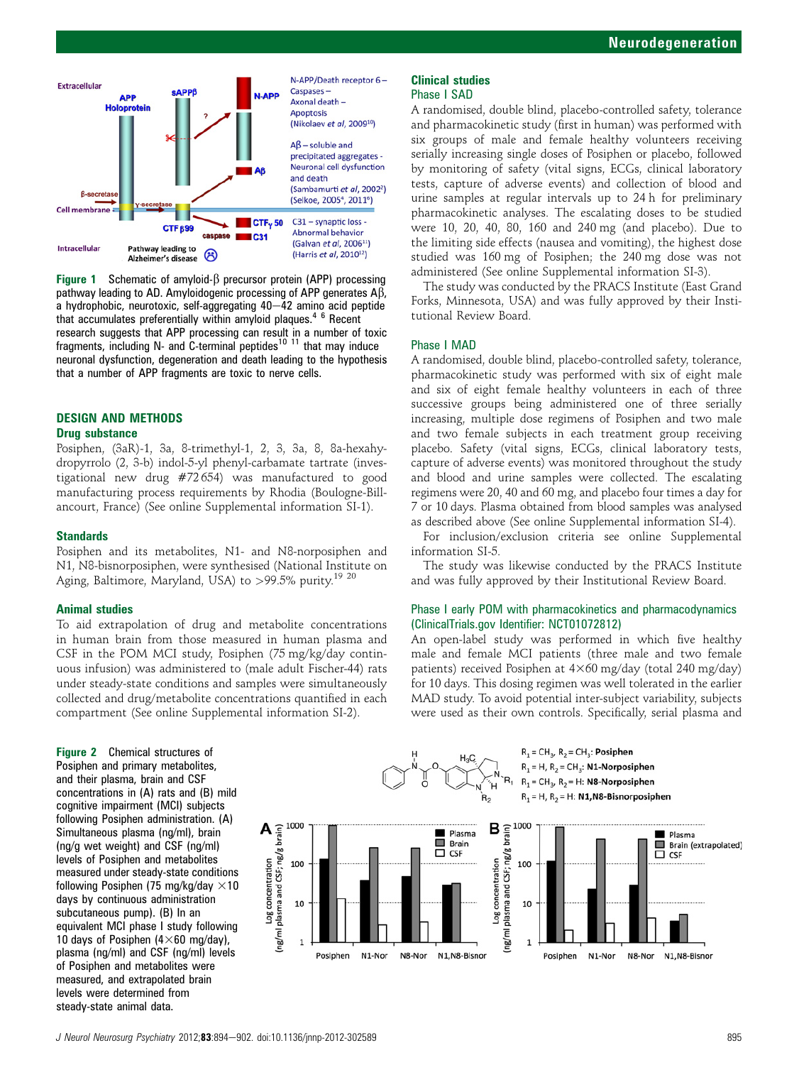Figure 1 Schematic of amyloid-β precursor protein (APP) processing pathway leading to AD. Amyloidogenic processing of APP generates Aβ, a hydrophobic, neurotoxic, self-aggregating 40–42 amino acid peptide that accumulates preferentially within amyloid plaques.[4 6] Recent research suggests that APP processing can result in a number of toxic fragments, including N- and C-terminal peptides[10 11] that may induce neuronal dysfunction, degeneration and death leading to the hypothesis that a number of APP fragments are toxic to nerve cells.

## DESIGN AND METHODS

### Drug substance

Posiphen, (3aR)-1, 3a, 8-trimethyl-1, 2, 3, 3a, 8, 8a-hexahydropyrrolo (2, 3-b) indol-5-yl phenyl-carbamate tartrate (investigational new drug #72 654) was manufactured to good manufacturing process requirements by Rhodia (Boulogne-Billancourt, France) (See online Supplemental information SI-1).

### Standards

Posiphen and its metabolites, N1- and N8-norposiphen and N1, N8-bisnorposiphen, were synthesised (National Institute on Aging, Baltimore, Maryland, USA) to >99.5% purity.[19 20]

### Animal studies

To aid extrapolation of drug and metabolite concentrations in human brain from those measured in human plasma and CSF in the POM MCI study, Posiphen (75 mg/kg/day continuous infusion) was administered to (male adult Fischer-44) rats under steady-state conditions and samples were simultaneously collected and drug/metabolite concentrations quantified in each compartment (See online Supplemental information SI-2).

### Clinical studies

#### Phase I SAD

A randomised, double blind, placebo-controlled safety, tolerance and pharmacokinetic study (first in human) was performed with six groups of male and female healthy volunteers receiving serially increasing single doses of Posiphen or placebo, followed by monitoring of safety (vital signs, ECGs, clinical laboratory tests, capture of adverse events) and collection of blood and urine samples at regular intervals up to 24 h for preliminary pharmacokinetic analyses. The escalating doses to be studied were 10, 20, 40, 80, 160 and 240 mg (and placebo). Due to the limiting side effects (nausea and vomiting), the highest dose studied was 160 mg of Posiphen; the 240 mg dose was not administered (See online Supplemental information SI-3).

The study was conducted by the PRACS Institute (East Grand Forks, Minnesota, USA) and was fully approved by their Institutional Review Board.

#### Phase I MAD

A randomised, double blind, placebo-controlled safety, tolerance, pharmacokinetic study was performed with six of eight male and six of eight female healthy volunteers in each of three successive groups being administered one of three serially increasing, multiple dose regimens of Posiphen and two male and two female subjects in each treatment group receiving placebo. Safety (vital signs, ECGs, clinical laboratory tests, capture of adverse events) was monitored throughout the study and blood and urine samples were collected. The escalating regimens were 20, 40 and 60 mg, and placebo four times a day for 7 or 10 days. Plasma obtained from blood samples was analysed as described above (See online Supplemental information SI-4).

For inclusion/exclusion criteria see online Supplemental information SI-5.

The study was likewise conducted by the PRACS Institute and was fully approved by their Institutional Review Board.

#### Phase I early POM with pharmacokinetics and pharmacodynamics (ClinicalTrials.gov Identifier: NCT01072812)

An open-label study was performed in which five healthy male and female MCI patients (three male and two female patients) received Posiphen at 4×60 mg/day (total 240 mg/day) for 10 days. This dosing regimen was well tolerated in the earlier MAD study. To avoid potential inter-subject variability, subjects were used as their own controls. Specifically, serial plasma and

Figure 2 Chemical structures of Posiphen and primary metabolites, and their plasma, brain and CSF concentrations in (A) rats and (B) mild cognitive impairment (MCI) subjects following Posiphen administration. (A) Simultaneous plasma (ng/ml), brain (ng/g wet weight) and CSF (ng/ml) levels of Posiphen and metabolites measured under steady-state conditions following Posiphen (75 mg/kg/day ×10 days by continuous administration subcutaneous pump). (B) In an equivalent MCI phase I study following 10 days of Posiphen (4×60 mg/day), plasma (ng/ml) and CSF (ng/ml) levels of Posiphen and metabolites were measured, and extrapolated brain levels were determined from steady-state animal data.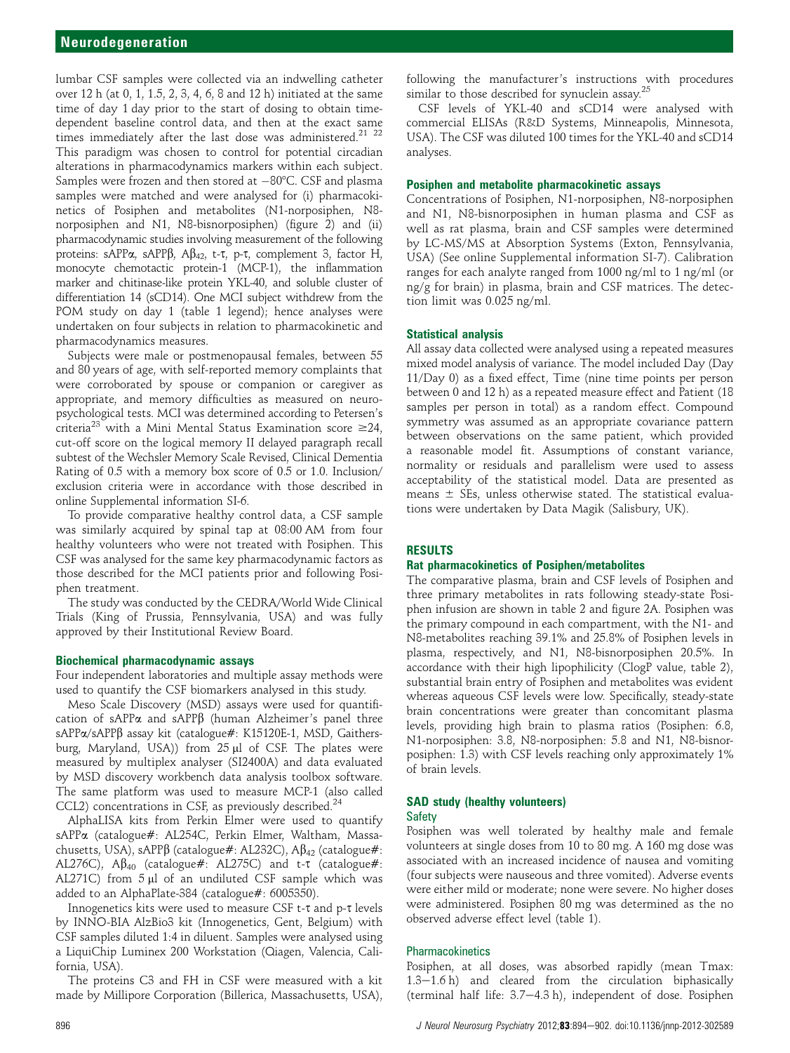lumbar CSF samples were collected via an indwelling catheter over 12 h (at 0, 1, 1.5, 2, 3, 4, 6, 8 and 12 h) initiated at the same time of day 1 day prior to the start of dosing to obtain time-dependent baseline control data, and then at the exact same times immediately after the last dose was administered.[21 22] This paradigm was chosen to control for potential circadian alterations in pharmacodynamics markers within each subject. Samples were frozen and then stored at −80°C. CSF and plasma samples were matched and were analysed for (i) pharmacokinetics of Posiphen and metabolites (N1-norposiphen, N8-norposiphen and N1, N8-bisnorposiphen) (figure 2) and (ii) pharmacodynamic studies involving measurement of the following proteins: sAPPα, sAPPβ, $A\beta_{42}$, t-τ, p-τ, complement 3, factor H, monocyte chemotactic protein-1 (MCP-1), the inflammation marker and chitinase-like protein YKL-40, and soluble cluster of differentiation 14 (sCD14). One MCI subject withdrew from the POM study on day 1 (table 1 legend); hence analyses were undertaken on four subjects in relation to pharmacokinetic and pharmacodynamics measures.

Subjects were male or postmenopausal females, between 55 and 80 years of age, with self-reported memory complaints that were corroborated by spouse or companion or caregiver as appropriate, and memory difficulties as measured on neuropsychological tests. MCI was determined according to Petersen's criteria[23] with a Mini Mental Status Examination score ≥24, cut-off score on the logical memory II delayed paragraph recall subtest of the Wechsler Memory Scale Revised, Clinical Dementia Rating of 0.5 with a memory box score of 0.5 or 1.0. Inclusion/exclusion criteria were in accordance with those described in online Supplemental information SI-6.

To provide comparative healthy control data, a CSF sample was similarly acquired by spinal tap at 08:00 AM from four healthy volunteers who were not treated with Posiphen. This CSF was analysed for the same key pharmacodynamic factors as those described for the MCI patients prior and following Posiphen treatment.

The study was conducted by the CEDRA/World Wide Clinical Trials (King of Prussia, Pennsylvania, USA) and was fully approved by their Institutional Review Board.

### Biochemical pharmacodynamic assays

Four independent laboratories and multiple assay methods were used to quantify the CSF biomarkers analysed in this study.

Meso Scale Discovery (MSD) assays were used for quantification of sAPPα and sAPPβ (human Alzheimer's panel three sAPPα/sAPPβ assay kit (catalogue#: K15120E-1, MSD, Gaithersburg, Maryland, USA)) from 25 μl of CSF. The plates were measured by multiplex analyser (SI2400A) and data evaluated by MSD discovery workbench data analysis toolbox software. The same platform was used to measure MCP-1 (also called CCL2) concentrations in CSF, as previously described.[24]

AlphaLISA kits from Perkin Elmer were used to quantify sAPPα (catalogue#: AL254C, Perkin Elmer, Waltham, Massachusetts, USA), sAPPβ (catalogue#: AL232C), $A\beta_{42}$ (catalogue#: AL276C), $A\beta_{40}$ (catalogue#: AL275C) and t-τ (catalogue#: AL271C) from 5 μl of an undiluted CSF sample which was added to an AlphaPlate-384 (catalogue#: 6005350).

Innogenetics kits were used to measure CSF t-τ and p-τ levels by INNO-BIA AlzBio3 kit (Innogenetics, Gent, Belgium) with CSF samples diluted 1:4 in diluent. Samples were analysed using a LiquiChip Luminex 200 Workstation (Qiagen, Valencia, California, USA).

The proteins C3 and FH in CSF were measured with a kit made by Millipore Corporation (Billerica, Massachusetts, USA), following the manufacturer's instructions with procedures similar to those described for synuclein assay.[25]

CSF levels of YKL-40 and sCD14 were analysed with commercial ELISAs (R&D Systems, Minneapolis, Minnesota, USA). The CSF was diluted 100 times for the YKL-40 and sCD14 analyses.

### Posiphen and metabolite pharmacokinetic assays

Concentrations of Posiphen, N1-norposiphen, N8-norposiphen and N1, N8-bisnorposiphen in human plasma and CSF as well as rat plasma, brain and CSF samples were determined by LC-MS/MS at Absorption Systems (Exton, Pennsylvania, USA) (See online Supplemental information SI-7). Calibration ranges for each analyte ranged from 1000 ng/ml to 1 ng/ml (or ng/g for brain) in plasma, brain and CSF matrices. The detection limit was 0.025 ng/ml.

### Statistical analysis

All assay data collected were analysed using a repeated measures mixed model analysis of variance. The model included Day (Day 11/Day 0) as a fixed effect, Time (nine time points per person between 0 and 12 h) as a repeated measure effect and Patient (18 samples per person in total) as a random effect. Compound symmetry was assumed as an appropriate covariance pattern between observations on the same patient, which provided a reasonable model fit. Assumptions of constant variance, normality or residuals and parallelism were used to assess acceptability of the statistical model. Data are presented as means ± SEs, unless otherwise stated. The statistical evaluations were undertaken by Data Magik (Salisbury, UK).

## RESULTS

### Rat pharmacokinetics of Posiphen/metabolites

The comparative plasma, brain and CSF levels of Posiphen and three primary metabolites in rats following steady-state Posiphen infusion are shown in table 2 and figure 2A. Posiphen was the primary compound in each compartment, with the N1- and N8-metabolites reaching 39.1% and 25.8% of Posiphen levels in plasma, respectively, and N1, N8-bisnorposiphen 20.5%. In accordance with their high lipophilicity (ClogP value, table 2), substantial brain entry of Posiphen and metabolites was evident whereas aqueous CSF levels were low. Specifically, steady-state brain concentrations were greater than concomitant plasma levels, providing high brain to plasma ratios (Posiphen: 6.8, N1-norposiphen: 3.8, N8-norposiphen: 5.8 and N1, N8-bisnorposiphen: 1.3) with CSF levels reaching only approximately 1% of brain levels.

### SAD study (healthy volunteers)

#### Safety

Posiphen was well tolerated by healthy male and female volunteers at single doses from 10 to 80 mg. A 160 mg dose was associated with an increased incidence of nausea and vomiting (four subjects were nauseous and three vomited). Adverse events were either mild or moderate; none were severe. No higher doses were administered. Posiphen 80 mg was determined as the no observed adverse effect level (table 1).

#### Pharmacokinetics

Posiphen, at all doses, was absorbed rapidly (mean Tmax: 1.3−1.6 h) and cleared from the circulation biphasically (terminal half life: 3.7−4.3 h), independent of dose. Posiphen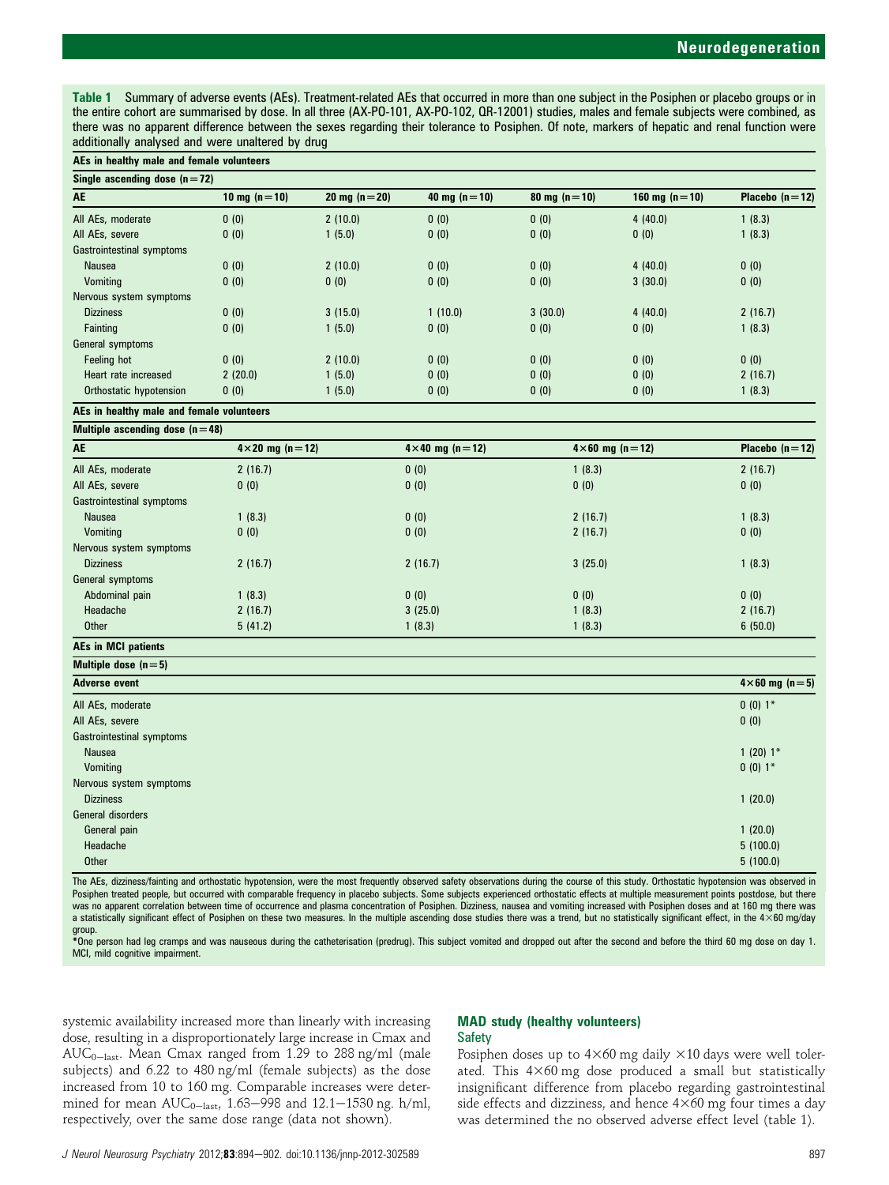**Table 1** Summary of adverse events (AEs). Treatment-related AEs that occurred in more than one subject in the Posiphen or placebo groups or in the entire cohort are summarised by dose. In all three (AX-PO-101, AX-PO-102, QR-12001) studies, males and female subjects were combined, as there was no apparent difference between the sexes regarding their tolerance to Posiphen. Of note, markers of hepatic and renal function were additionally analysed and were unaltered by drug

**AEs in healthy male and female volunteers**

**Single ascending dose (n=72)**

| AE | 10 mg (n=10) | 20 mg (n=20) | 40 mg (n=10) | 80 mg (n=10) | 160 mg (n=10) | Placebo (n=12) |
|---|---|---|---|---|---|---|
| All AEs, moderate | 0 (0) | 2 (10.0) | 0 (0) | 0 (0) | 4 (40.0) | 1 (8.3) |
| All AEs, severe | 0 (0) | 1 (5.0) | 0 (0) | 0 (0) | 0 (0) | 1 (8.3) |
| Gastrointestinal symptoms | | | | | | |
| Nausea | 0 (0) | 2 (10.0) | 0 (0) | 0 (0) | 4 (40.0) | 0 (0) |
| Vomiting | 0 (0) | 0 (0) | 0 (0) | 0 (0) | 3 (30.0) | 0 (0) |
| Nervous system symptoms | | | | | | |
| Dizziness | 0 (0) | 3 (15.0) | 1 (10.0) | 3 (30.0) | 4 (40.0) | 2 (16.7) |
| Fainting | 0 (0) | 1 (5.0) | 0 (0) | 0 (0) | 0 (0) | 1 (8.3) |
| General symptoms | | | | | | |
| Feeling hot | 0 (0) | 2 (10.0) | 0 (0) | 0 (0) | 0 (0) | 0 (0) |
| Heart rate increased | 2 (20.0) | 1 (5.0) | 0 (0) | 0 (0) | 0 (0) | 2 (16.7) |
| Orthostatic hypotension | 0 (0) | 1 (5.0) | 0 (0) | 0 (0) | 0 (0) | 1 (8.3) |

**AEs in healthy male and female volunteers**

**Multiple ascending dose (n=48)**

| AE | 4×20 mg (n=12) | 4×40 mg (n=12) | 4×60 mg (n=12) | Placebo (n=12) |
|---|---|---|---|---|
| All AEs, moderate | 2 (16.7) | 0 (0) | 1 (8.3) | 2 (16.7) |
| All AEs, severe | 0 (0) | 0 (0) | 0 (0) | 0 (0) |
| Gastrointestinal symptoms | | | | |
| Nausea | 1 (8.3) | 0 (0) | 2 (16.7) | 1 (8.3) |
| Vomiting | 0 (0) | 0 (0) | 2 (16.7) | 0 (0) |
| Nervous system symptoms | | | | |
| Dizziness | 2 (16.7) | 2 (16.7) | 3 (25.0) | 1 (8.3) |
| General symptoms | | | | |
| Abdominal pain | 1 (8.3) | 0 (0) | 0 (0) | 0 (0) |
| Headache | 2 (16.7) | 3 (25.0) | 1 (8.3) | 2 (16.7) |
| Other | 5 (41.2) | 1 (8.3) | 1 (8.3) | 6 (50.0) |

**AEs in MCI patients**

**Multiple dose (n=5)**

| Adverse event | 4×60 mg (n=5) |
|---|---|
| All AEs, moderate | 0 (0) 1* |
| All AEs, severe | 0 (0) |
| Gastrointestinal symptoms | |
| Nausea | 1 (20) 1* |
| Vomiting | 0 (0) 1* |
| Nervous system symptoms | |
| Dizziness | 1 (20.0) |
| General disorders | |
| General pain | 1 (20.0) |
| Headache | 5 (100.0) |
| Other | 5 (100.0) |

The AEs, dizziness/fainting and orthostatic hypotension, were the most frequently observed safety observations during the course of this study. Orthostatic hypotension was observed in Posiphen treated people, but occurred with comparable frequency in placebo subjects. Some subjects experienced orthostatic effects at multiple measurement points postdose, but there was no apparent correlation between time of occurrence and plasma concentration of Posiphen. Dizziness, nausea and vomiting increased with Posiphen doses and at 160 mg there was a statistically significant effect of Posiphen on these two measures. In the multiple ascending dose studies there was a trend, but no statistically significant effect, in the 4×60 mg/day group.

*One person had leg cramps and was nauseous during the catheterisation (predrug). This subject vomited and dropped out after the second and before the third 60 mg dose on day 1.
MCI, mild cognitive impairment.

systemic availability increased more than linearly with increasing dose, resulting in a disproportionately large increase in Cmax and $AUC_{0-last}$. Mean Cmax ranged from 1.29 to 288 ng/ml (male subjects) and 6.22 to 480 ng/ml (female subjects) as the dose increased from 10 to 160 mg. Comparable increases were determined for mean $AUC_{0-last}$, 1.63–998 and 12.1–1530 ng. h/ml, respectively, over the same dose range (data not shown).

### MAD study (healthy volunteers)

#### Safety

Posiphen doses up to 4×60 mg daily ×10 days were well tolerated. This 4×60 mg dose produced a small but statistically insignificant difference from placebo regarding gastrointestinal side effects and dizziness, and hence 4×60 mg four times a day was determined the no observed adverse effect level (table 1).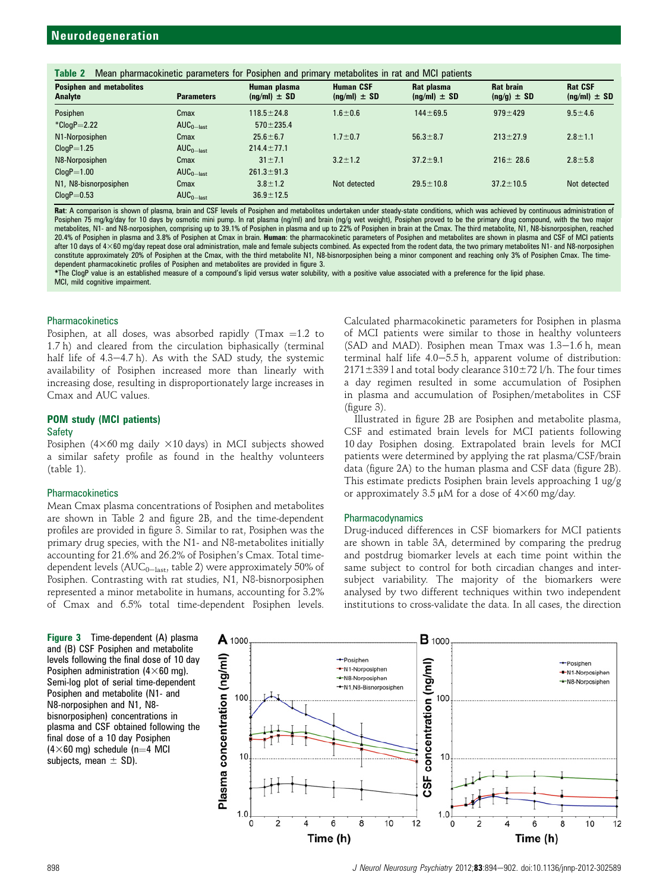**Table 2** Mean pharmacokinetic parameters for Posiphen and primary metabolites in rat and MCI patients

| Posiphen and metabolites Analyte | Parameters | Human plasma (ng/ml) ± SD | Human CSF (ng/ml) ± SD | Rat plasma (ng/ml) ± SD | Rat brain (ng/g) ± SD | Rat CSF (ng/ml) ± SD |
|---|---|---|---|---|---|---|
| Posiphen | Cmax | 118.5±24.8 | 1.6±0.6 | 144±69.5 | 979±429 | 9.5±4.6 |
| *ClogP=2.22 | $AUC_{0-last}$ | 570±235.4 | | | | |
| N1-Norposiphen | Cmax | 25.6±6.7 | 1.7±0.7 | 56.3±8.7 | 213±27.9 | 2.8±1.1 |
| ClogP=1.25 | $AUC_{0-last}$ | 214.4±77.1 | | | | |
| N8-Norposiphen | Cmax | 31±7.1 | 3.2±1.2 | 37.2±9.1 | 216± 28.6 | 2.8±5.8 |
| ClogP=1.00 | $AUC_{0-last}$ | 261.3±91.3 | | | | |
| N1, N8-bisnorposiphen | Cmax | 3.8±1.2 | Not detected | 29.5±10.8 | 37.2±10.5 | Not detected |
| ClogP=0.53 | $AUC_{0-last}$ | 36.9±12.5 | | | | |

**Rat**: A comparison is shown of plasma, brain and CSF levels of Posiphen and metabolites undertaken under steady-state conditions, which was achieved by continuous administration of Posiphen 75 mg/kg/day for 10 days by osmotic mini pump. In rat plasma (ng/ml) and brain (ng/g wet weight), Posiphen proved to be the primary drug compound, with the two major metabolites, N1- and N8-norposiphen, comprising up to 39.1% of Posiphen in plasma and up to 22% of Posiphen in brain at the Cmax. The third metabolite, N1, N8-bisnorposiphen, reached 20.4% of Posiphen in plasma and 3.8% of Posiphen at Cmax in brain. **Human**: the pharmacokinetic parameters of Posiphen and metabolites are shown in plasma and CSF of MCI patients after 10 days of 4×60 mg/day repeat dose oral administration, male and female subjects combined. As expected from the rodent data, the two primary metabolites N1- and N8-norposiphen constitute approximately 20% of Posiphen at the Cmax, with the third metabolite N1, N8-bisnorposiphen being a minor component and reaching only 3% of Posiphen Cmax. The time-dependent pharmacokinetic profiles of Posiphen and metabolites are provided in figure 3.

*The ClogP value is an established measure of a compound's lipid versus water solubility, with a positive value associated with a preference for the lipid phase.

MCI, mild cognitive impairment.

### Pharmacokinetics

Posiphen, at all doses, was absorbed rapidly (Tmax =1.2 to 1.7 h) and cleared from the circulation biphasically (terminal half life of 4.3–4.7 h). As with the SAD study, the systemic availability of Posiphen increased more than linearly with increasing dose, resulting in disproportionately large increases in Cmax and AUC values.

## POM study (MCI patients)

### Safety

Posiphen (4×60 mg daily ×10 days) in MCI subjects showed a similar safety profile as found in the healthy volunteers (table 1).

### Pharmacokinetics

Mean Cmax plasma concentrations of Posiphen and metabolites are shown in Table 2 and figure 2B, and the time-dependent profiles are provided in figure 3. Similar to rat, Posiphen was the primary drug species, with the N1- and N8-metabolites initially accounting for 21.6% and 26.2% of Posiphen's Cmax. Total time-dependent levels ($AUC_{0-last}$, table 2) were approximately 50% of Posiphen. Contrasting with rat studies, N1, N8-bisnorposiphen represented a minor metabolite in humans, accounting for 3.2% of Cmax and 6.5% total time-dependent Posiphen levels. Calculated pharmacokinetic parameters for Posiphen in plasma of MCI patients were similar to those in healthy volunteers (SAD and MAD). Posiphen mean Tmax was 1.3–1.6 h, mean terminal half life 4.0–5.5 h, apparent volume of distribution: 2171±339 l and total body clearance 310±72 l/h. The four times a day regimen resulted in some accumulation of Posiphen in plasma and accumulation of Posiphen/metabolites in CSF (figure 3).

Illustrated in figure 2B are Posiphen and metabolite plasma, CSF and estimated brain levels for MCI patients following 10 day Posiphen dosing. Extrapolated brain levels for MCI patients were determined by applying the rat plasma/CSF/brain data (figure 2A) to the human plasma and CSF data (figure 2B). This estimate predicts Posiphen brain levels approaching 1 ug/g or approximately 3.5 μM for a dose of 4×60 mg/day.

### Pharmacodynamics

Drug-induced differences in CSF biomarkers for MCI patients are shown in table 3A, determined by comparing the predrug and postdrug biomarker levels at each time point within the same subject to control for both circadian changes and inter-subject variability. The majority of the biomarkers were analysed by two different techniques within two independent institutions to cross-validate the data. In all cases, the direction

**Figure 3** Time-dependent (A) plasma and (B) CSF Posiphen and metabolite levels following the final dose of 10 day Posiphen administration (4×60 mg). Semi-log plot of serial time-dependent Posiphen and metabolite (N1- and N8-norposiphen and N1, N8-bisnorposiphen) concentrations in plasma and CSF obtained following the final dose of a 10 day Posiphen (4×60 mg) schedule (n=4 MCI subjects, mean ± SD).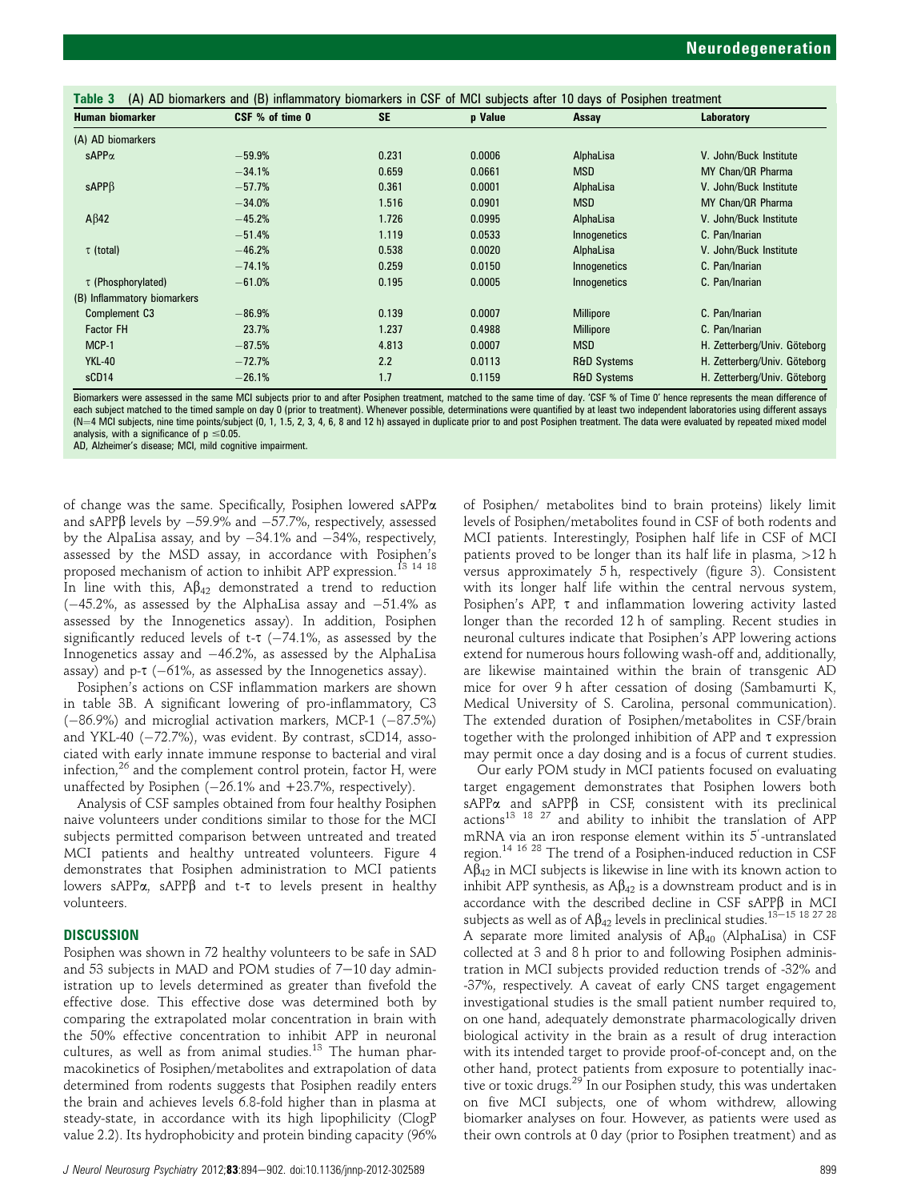**Table 3** (A) AD biomarkers and (B) inflammatory biomarkers in CSF of MCI subjects after 10 days of Posiphen treatment

| Human biomarker | CSF % of time 0 | SE | p Value | Assay | Laboratory |
|---|---|---|---|---|---|
| (A) AD biomarkers | | | | | |
| sAPPα | −59.9% | 0.231 | 0.0006 | AlphaLisa | V. John/Buck Institute |
| | −34.1% | 0.659 | 0.0661 | MSD | MY Chan/QR Pharma |
| sAPPβ | −57.7% | 0.361 | 0.0001 | AlphaLisa | V. John/Buck Institute |
| | −34.0% | 1.516 | 0.0901 | MSD | MY Chan/QR Pharma |
| Aβ42 | −45.2% | 1.726 | 0.0995 | AlphaLisa | V. John/Buck Institute |
| | −51.4% | 1.119 | 0.0533 | Innogenetics | C. Pan/Inarian |
| τ (total) | −46.2% | 0.538 | 0.0020 | AlphaLisa | V. John/Buck Institute |
| | −74.1% | 0.259 | 0.0150 | Innogenetics | C. Pan/Inarian |
| τ (Phosphorylated) | −61.0% | 0.195 | 0.0005 | Innogenetics | C. Pan/Inarian |
| (B) Inflammatory biomarkers | | | | | |
| Complement C3 | −86.9% | 0.139 | 0.0007 | Millipore | C. Pan/Inarian |
| Factor FH | 23.7% | 1.237 | 0.4988 | Millipore | C. Pan/Inarian |
| MCP-1 | −87.5% | 4.813 | 0.0007 | MSD | H. Zetterberg/Univ. Göteborg |
| YKL-40 | −72.7% | 2.2 | 0.0113 | R&D Systems | H. Zetterberg/Univ. Göteborg |
| sCD14 | −26.1% | 1.7 | 0.1159 | R&D Systems | H. Zetterberg/Univ. Göteborg |

Biomarkers were assessed in the same MCI subjects prior to and after Posiphen treatment, matched to the same time of day. 'CSF % of Time 0' hence represents the mean difference of each subject matched to the timed sample on day 0 (prior to treatment). Whenever possible, determinations were quantified by at least two independent laboratories using different assays (N=4 MCI subjects, nine time points/subject (0, 1, 1.5, 2, 3, 4, 6, 8 and 12 h) assayed in duplicate prior to and post Posiphen treatment. The data were evaluated by repeated mixed model analysis, with a significance of $p \leq 0.05$.
AD, Alzheimer's disease; MCI, mild cognitive impairment.

of change was the same. Specifically, Posiphen lowered sAPPα and sAPPβ levels by −59.9% and −57.7%, respectively, assessed by the AlpaLisa assay, and by −34.1% and −34%, respectively, assessed by the MSD assay, in accordance with Posiphen's proposed mechanism of action to inhibit APP expression.[13 14 18] In line with this, $A\beta_{42}$ demonstrated a trend to reduction (−45.2%, as assessed by the AlphaLisa assay and −51.4% as assessed by the Innogenetics assay). In addition, Posiphen significantly reduced levels of t-τ (−74.1%, as assessed by the Innogenetics assay and −46.2%, as assessed by the AlphaLisa assay) and p-τ (−61%, as assessed by the Innogenetics assay).

Posiphen's actions on CSF inflammation markers are shown in table 3B. A significant lowering of pro-inflammatory, C3 (−86.9%) and microglial activation markers, MCP-1 (−87.5%) and YKL-40 (−72.7%), was evident. By contrast, sCD14, associated with early innate immune response to bacterial and viral infection,[26] and the complement control protein, factor H, were unaffected by Posiphen (−26.1% and +23.7%, respectively).

Analysis of CSF samples obtained from four healthy Posiphen naive volunteers under conditions similar to those for the MCI subjects permitted comparison between untreated and treated MCI patients and healthy untreated volunteers. Figure 4 demonstrates that Posiphen administration to MCI patients lowers sAPPα, sAPPβ and t-τ to levels present in healthy volunteers.

## DISCUSSION

Posiphen was shown in 72 healthy volunteers to be safe in SAD and 53 subjects in MAD and POM studies of 7–10 day administration up to levels determined as greater than fivefold the effective dose. This effective dose was determined both by comparing the extrapolated molar concentration in brain with the 50% effective concentration to inhibit APP in neuronal cultures, as well as from animal studies.[13] The human pharmacokinetics of Posiphen/metabolites and extrapolation of data determined from rodents suggests that Posiphen readily enters the brain and achieves levels 6.8-fold higher than in plasma at steady-state, in accordance with its high lipophilicity (ClogP value 2.2). Its hydrophobicity and protein binding capacity (96% of Posiphen/ metabolites bind to brain proteins) likely limit levels of Posiphen/metabolites found in CSF of both rodents and MCI patients. Interestingly, Posiphen half life in CSF of MCI patients proved to be longer than its half life in plasma, >12 h versus approximately 5 h, respectively (figure 3). Consistent with its longer half life within the central nervous system, Posiphen's APP, τ and inflammation lowering activity lasted longer than the recorded 12 h of sampling. Recent studies in neuronal cultures indicate that Posiphen's APP lowering actions extend for numerous hours following wash-off and, additionally, are likewise maintained within the brain of transgenic AD mice for over 9 h after cessation of dosing (Sambamurti K, Medical University of S. Carolina, personal communication). The extended duration of Posiphen/metabolites in CSF/brain together with the prolonged inhibition of APP and τ expression may permit once a day dosing and is a focus of current studies.

Our early POM study in MCI patients focused on evaluating target engagement demonstrates that Posiphen lowers both sAPPα and sAPPβ in CSF, consistent with its preclinical actions[13 18 27] and ability to inhibit the translation of APP mRNA via an iron response element within its 5′-untranslated region.[14 16 28] The trend of a Posiphen-induced reduction in CSF $A\beta_{42}$ in MCI subjects is likewise in line with its known action to inhibit APP synthesis, as $A\beta_{42}$ is a downstream product and is in accordance with the described decline in CSF sAPPβ in MCI subjects as well as of $A\beta_{42}$ levels in preclinical studies.[13–15 18 27 28] A separate more limited analysis of $A\beta_{40}$ (AlphaLisa) in CSF collected at 3 and 8 h prior to and following Posiphen administration in MCI subjects provided reduction trends of -32% and -37%, respectively. A caveat of early CNS target engagement investigational studies is the small patient number required to, on one hand, adequately demonstrate pharmacologically driven biological activity in the brain as a result of drug interaction with its intended target to provide proof-of-concept and, on the other hand, protect patients from exposure to potentially inactive or toxic drugs.[29] In our Posiphen study, this was undertaken on five MCI subjects, one of whom withdrew, allowing biomarker analyses on four. However, as patients were used as their own controls at 0 day (prior to Posiphen treatment) and as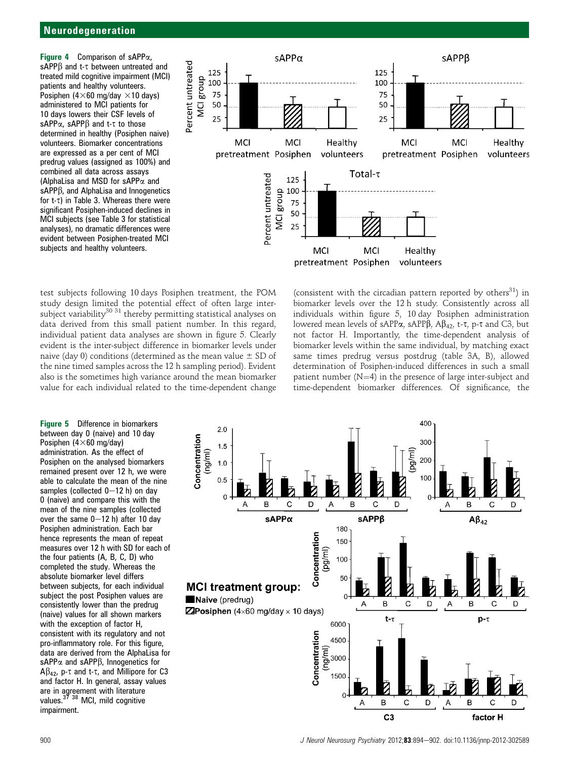**Figure 4** Comparison of sAPPα, sAPPβ and t-τ between untreated and treated mild cognitive impairment (MCI) patients and healthy volunteers. Posiphen (4×60 mg/day ×10 days) administered to MCI patients for 10 days lowers their CSF levels of sAPPα, sAPPβ and t-τ to those determined in healthy (Posiphen naive) volunteers. Biomarker concentrations are expressed as a per cent of MCI predrug values (assigned as 100%) and combined all data across assays (AlphaLisa and MSD for sAPPα and sAPPβ, and AlphaLisa and Innogenetics for t-τ) in Table 3. Whereas there were significant Posiphen-induced declines in MCI subjects (see Table 3 for statistical analyses), no dramatic differences were evident between Posiphen-treated MCI subjects and healthy volunteers.

test subjects following 10 days Posiphen treatment, the POM study design limited the potential effect of often large inter-subject variability[30 31] thereby permitting statistical analyses on data derived from this small patient number. In this regard, individual patient data analyses are shown in figure 5. Clearly evident is the inter-subject difference in biomarker levels under naive (day 0) conditions (determined as the mean value ± SD of the nine timed samples across the 12 h sampling period). Evident also is the sometimes high variance around the mean biomarker value for each individual related to the time-dependent change (consistent with the circadian pattern reported by others[31]) in biomarker levels over the 12 h study. Consistently across all individuals within figure 5, 10 day Posiphen administration lowered mean levels of sAPPα, sAPPβ, $A\beta_{42}$, t-τ, p-τ and C3, but not factor H. Importantly, the time-dependent analysis of biomarker levels within the same individual, by matching exact same times predrug versus postdrug (table 3A, B), allowed determination of Posiphen-induced differences in such a small patient number (N=4) in the presence of large inter-subject and time-dependent biomarker differences. Of significance, the

**Figure 5** Difference in biomarkers between day 0 (naive) and 10 day Posiphen (4×60 mg/day) administration. As the effect of Posiphen on the analysed biomarkers remained present over 12 h, we were able to calculate the mean of the nine samples (collected 0–12 h) on day 0 (naive) and compare this with the mean of the nine samples (collected over the same 0–12 h) after 10 day Posiphen administration. Each bar hence represents the mean of repeat measures over 12 h with SD for each of the four patients (A, B, C, D) who completed the study. Whereas the absolute biomarker level differs between subjects, for each individual subject the post Posiphen values are consistently lower than the predrug (naive) values for all shown markers with the exception of factor H, consistent with its regulatory and not pro-inflammatory role. For this figure, data are derived from the AlphaLisa for sAPPα and sAPPβ, Innogenetics for $A\beta_{42}$, p-τ and t-τ, and Millipore for C3 and factor H. In general, assay values are in agreement with literature values.[37 38] MCI, mild cognitive impairment.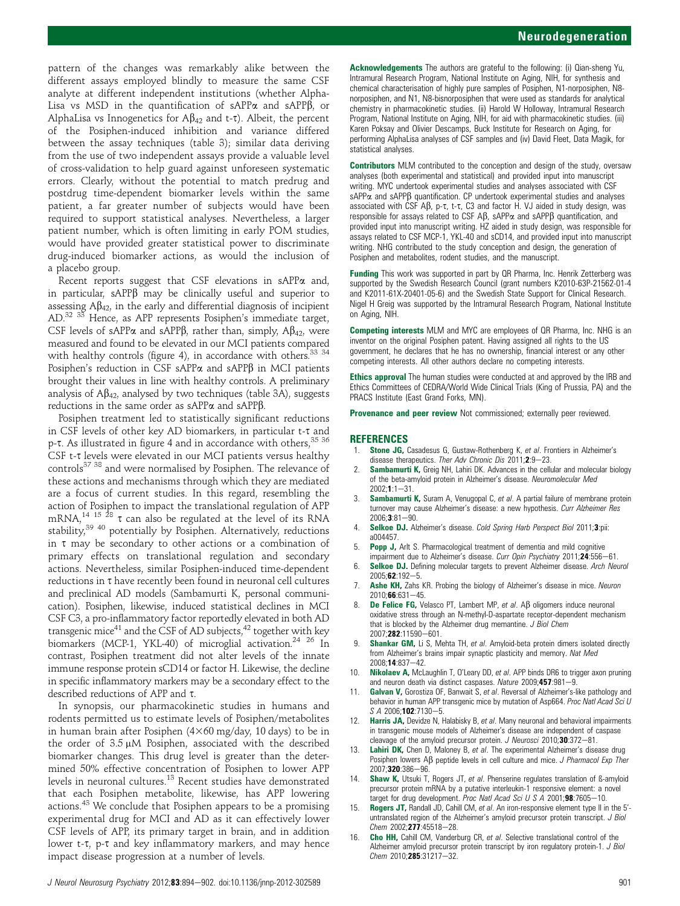pattern of the changes was remarkably alike between the different assays employed blindly to measure the same CSF analyte at different independent institutions (whether Alpha-Lisa vs MSD in the quantification of sAPPα and sAPPβ, or AlphaLisa vs Innogenetics for $A\beta_{42}$ and t-τ). Albeit, the percent of the Posiphen-induced inhibition and variance differed between the assay techniques (table 3); similar data deriving from the use of two independent assays provide a valuable level of cross-validation to help guard against unforeseen systematic errors. Clearly, without the potential to match predrug and postdrug time-dependent biomarker levels within the same patient, a far greater number of subjects would have been required to support statistical analyses. Nevertheless, a larger patient number, which is often limiting in early POM studies, would have provided greater statistical power to discriminate drug-induced biomarker actions, as would the inclusion of a placebo group.

Recent reports suggest that CSF elevations in sAPPα and, in particular, sAPPβ may be clinically useful and superior to assessing $A\beta_{42}$, in the early and differential diagnosis of incipient AD.[32 33] Hence, as APP represents Posiphen's immediate target, CSF levels of sAPPα and sAPPβ, rather than, simply, $A\beta_{42}$, were measured and found to be elevated in our MCI patients compared with healthy controls (figure 4), in accordance with others.[33 34] Posiphen's reduction in CSF sAPPα and sAPPβ in MCI patients brought their values in line with healthy controls. A preliminary analysis of $A\beta_{42}$, analysed by two techniques (table 3A), suggests reductions in the same order as sAPPα and sAPPβ.

Posiphen treatment led to statistically significant reductions in CSF levels of other key AD biomarkers, in particular t-τ and p-τ. As illustrated in figure 4 and in accordance with others,[35 36] CSF t-τ levels were elevated in our MCI patients versus healthy controls[37 38] and were normalised by Posiphen. The relevance of these actions and mechanisms through which they are mediated are a focus of current studies. In this regard, resembling the action of Posiphen to impact the translational regulation of APP mRNA,[14 15 28] τ can also be regulated at the level of its RNA stability,[39 40] potentially by Posiphen. Alternatively, reductions in τ may be secondary to other actions or a combination of primary effects on translational regulation and secondary actions. Nevertheless, similar Posiphen-induced time-dependent reductions in τ have recently been found in neuronal cell cultures and preclinical AD models (Sambamurti K, personal communication). Posiphen, likewise, induced statistical declines in MCI CSF C3, a pro-inflammatory factor reportedly elevated in both AD transgenic mice[41] and the CSF of AD subjects,[42] together with key biomarkers (MCP-1, YKL-40) of microglial activation.[24 26] In contrast, Posiphen treatment did not alter levels of the innate immune response protein sCD14 or factor H. Likewise, the decline in specific inflammatory markers may be a secondary effect to the described reductions of APP and τ.

In synopsis, our pharmacokinetic studies in humans and rodents permitted us to estimate levels of Posiphen/metabolites in human brain after Posiphen (4×60 mg/day, 10 days) to be in the order of 3.5 μM Posiphen, associated with the described biomarker changes. This drug level is greater than the determined 50% effective concentration of Posiphen to lower APP levels in neuronal cultures.[13] Recent studies have demonstrated that each Posiphen metabolite, likewise, has APP lowering actions.[43] We conclude that Posiphen appears to be a promising experimental drug for MCI and AD as it can effectively lower CSF levels of APP, its primary target in brain, and in addition lower t-τ, p-τ and key inflammatory markers, and may hence impact disease progression at a number of levels.

**Acknowledgements** The authors are grateful to the following: (i) Qian-sheng Yu, Intramural Research Program, National Institute on Aging, NIH, for synthesis and chemical characterisation of highly pure samples of Posiphen, N1-norposiphen, N8-norposiphen, and N1, N8-bisnorposiphen that were used as standards for analytical chemistry in pharmacokinetic studies. (ii) Harold W Holloway, Intramural Research Program, National Institute on Aging, NIH, for aid with pharmacokinetic studies. (iii) Karen Poksay and Olivier Descamps, Buck Institute for Research on Aging, for performing AlphaLisa analyses of CSF samples and (iv) David Fleet, Data Magik, for statistical analyses.

**Contributors** MLM contributed to the conception and design of the study, oversaw analyses (both experimental and statistical) and provided input into manuscript writing. MYC undertook experimental studies and analyses associated with CSF sAPPα and sAPPβ quantification. CP undertook experimental studies and analyses associated with CSF Aβ, p-τ, t-τ, C3 and factor H. VJ aided in study design, was responsible for assays related to CSF Aβ, sAPPα and sAPPβ quantification, and provided input into manuscript writing. HZ aided in study design, was responsible for assays related to CSF MCP-1, YKL-40 and sCD14, and provided input into manuscript writing. NHG contributed to the study conception and design, the generation of Posiphen and metabolites, rodent studies, and the manuscript.

**Funding** This work was supported in part by QR Pharma, Inc. Henrik Zetterberg was supported by the Swedish Research Council (grant numbers K2010-63P-21562-01-4 and K2011-61X-20401-05-6) and the Swedish State Support for Clinical Research. Nigel H Greig was supported by the Intramural Research Program, National Institute on Aging, NIH.

**Competing interests** MLM and MYC are employees of QR Pharma, Inc. NHG is an inventor on the original Posiphen patent. Having assigned all rights to the US government, he declares that he has no ownership, financial interest or any other competing interests. All other authors declare no competing interests.

**Ethics approval** The human studies were conducted at and approved by the IRB and Ethics Committees of CEDRA/World Wide Clinical Trials (King of Prussia, PA) and the PRACS Institute (East Grand Forks, MN).

**Provenance and peer review** Not commissioned; externally peer reviewed.

## REFERENCES

1. **Stone JG**, Casadesus G, Gustaw-Rothenberg K, *et al*. Frontiers in Alzheimer's disease therapeutics. *Ther Adv Chronic Dis* 2011;**2**:9–23.
2. **Sambamurti K**, Greig NH, Lahiri DK. Advances in the cellular and molecular biology of the beta-amyloid protein in Alzheimer's disease. *Neuromolecular Med* 2002;**1**:1–31.
3. **Sambamurti K**, Suram A, Venugopal C, *et al*. A partial failure of membrane protein turnover may cause Alzheimer's disease: a new hypothesis. *Curr Alzheimer Res* 2006;**3**:81–90.
4. **Selkoe DJ.** Alzheimer's disease. *Cold Spring Harb Perspect Biol* 2011;**3**:pii: a004457.
5. **Popp J**, Arlt S. Pharmacological treatment of dementia and mild cognitive impairment due to Alzheimer's disease. *Curr Opin Psychiatry* 2011;**24**:556–61.
6. **Selkoe DJ.** Defining molecular targets to prevent Alzheimer disease. *Arch Neurol* 2005;**62**:192–5.
7. **Ashe KH**, Zahs KR. Probing the biology of Alzheimer's disease in mice. *Neuron* 2010;**66**:631–45.
8. **De Felice FG**, Velasco PT, Lambert MP, *et al*. Aβ oligomers induce neuronal oxidative stress through an N-methyl-D-aspartate receptor-dependent mechanism that is blocked by the Alzheimer drug memantine. *J Biol Chem* 2007;**282**:11590–601.
9. **Shankar GM**, Li S, Mehta TH, *et al*. Amyloid-beta protein dimers isolated directly from Alzheimer's brains impair synaptic plasticity and memory. *Nat Med* 2008;**14**:837–42.
10. **Nikolaev A**, McLaughlin T, O'Leary DD, *et al*. APP binds DR6 to trigger axon pruning and neuron death via distinct caspases. *Nature* 2009;**457**:981–9.
11. **Galvan V**, Gorostiza OF, Banwait S, *et al*. Reversal of Alzheimer's-like pathology and behavior in human APP transgenic mice by mutation of Asp664. *Proc Natl Acad Sci U S A* 2006;**102**:7130–5.
12. **Harris JA**, Devidze N, Halabisky B, *et al*. Many neuronal and behavioral impairments in transgenic mouse models of Alzheimer's disease are independent of caspase cleavage of the amyloid precursor protein. *J Neurosci* 2010;**30**:372–81.
13. **Lahiri DK**, Chen D, Maloney B, *et al*. The experimental Alzheimer's disease drug Posiphen lowers Aβ peptide levels in cell culture and mice. *J Pharmacol Exp Ther* 2007;**320**:386–96.
14. **Shaw K**, Utsuki T, Rogers JT, *et al*. Phenserine regulates translation of ß-amyloid precursor protein mRNA by a putative interleukin-1 responsive element: a novel target for drug development. *Proc Natl Acad Sci U S A* 2001;**98**:7605–10.
15. **Rogers JT**, Randall JD, Cahill CM, *et al*. An iron-responsive element type II in the 5′-untranslated region of the Alzheimer's amyloid precursor protein transcript. *J Biol Chem* 2002;**277**:45518–28.
16. **Cho HH**, Cahill CM, Vanderburg CR, *et al*. Selective translational control of the Alzheimer amyloid precursor protein transcript by iron regulatory protein-1. *J Biol Chem* 2010;**285**:31217–32.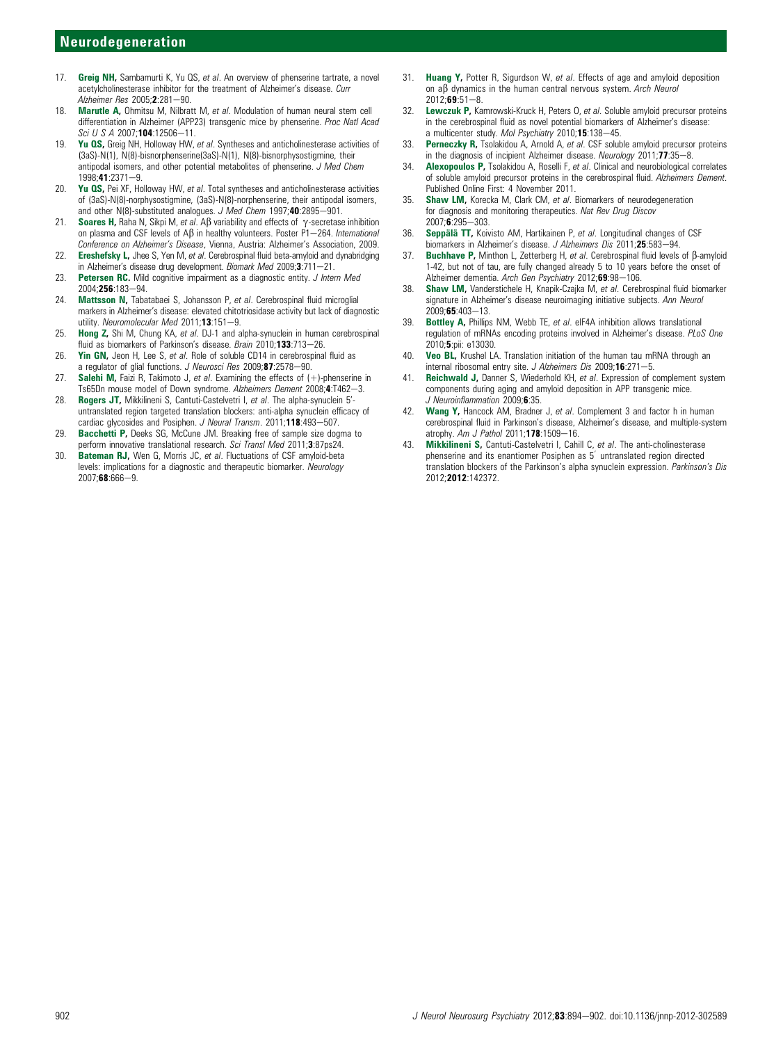17. **Greig NH,** Sambamurti K, Yu QS, *et al*. An overview of phenserine tartrate, a novel acetylcholinesterase inhibitor for the treatment of Alzheimer's disease. *Curr Alzheimer Res* 2005;**2**:281–90.
18. **Marutle A,** Ohmitsu M, Nilbratt M, *et al*. Modulation of human neural stem cell differentiation in Alzheimer (APP23) transgenic mice by phenserine. *Proc Natl Acad Sci U S A* 2007;**104**:12506–11.
19. **Yu QS,** Greig NH, Holloway HW, *et al*. Syntheses and anticholinesterase activities of (3aS)-N(1), N(8)-bisnorphenserine(3aS)-N(1), N(8)-bisnorphysostigmine, their antipodal isomers, and other potential metabolites of phenserine. *J Med Chem* 1998;**41**:2371–9.
20. **Yu QS,** Pei XF, Holloway HW, *et al*. Total syntheses and anticholinesterase activities of (3aS)-N(8)-norphysostigmine, (3aS)-N(8)-norphenserine, their antipodal isomers, and other N(8)-substituted analogues. *J Med Chem* 1997;**40**:2895–901.
21. **Soares H,** Raha N, Sikpi M, *et al*. Aβ variability and effects of γ-secretase inhibition on plasma and CSF levels of Aβ in healthy volunteers. Poster P1–264. *International Conference on Alzheimer's Disease*, Vienna, Austria: Alzheimer's Association, 2009.
22. **Ereshefsky L,** Jhee S, Yen M, *et al*. Cerebrospinal fluid beta-amyloid and dynabridging in Alzheimer's disease drug development. *Biomark Med* 2009;**3**:711–21.
23. **Petersen RC.** Mild cognitive impairment as a diagnostic entity. *J Intern Med* 2004;**256**:183–94.
24. **Mattsson N,** Tabatabaei S, Johansson P, *et al*. Cerebrospinal fluid microglial markers in Alzheimer's disease: elevated chitotriosidase activity but lack of diagnostic utility. *Neuromolecular Med* 2011;**13**:151–9.
25. **Hong Z,** Shi M, Chung KA, *et al*. DJ-1 and alpha-synuclein in human cerebrospinal fluid as biomarkers of Parkinson's disease. *Brain* 2010;**133**:713–26.
26. **Yin GN,** Jeon H, Lee S, *et al*. Role of soluble CD14 in cerebrospinal fluid as a regulator of glial functions. *J Neurosci Res* 2009;**87**:2578–90.
27. **Salehi M,** Faizi R, Takimoto J, *et al*. Examining the effects of (+)-phenserine in Ts65Dn mouse model of Down syndrome. *Alzheimers Dement* 2008;**4**:T462–3.
28. **Rogers JT,** Mikkilineni S, Cantuti-Castelvetri I, *et al*. The alpha-synuclein 5′-untranslated region targeted translation blockers: anti-alpha synuclein efficacy of cardiac glycosides and Posiphen. *J Neural Transm*. 2011;**118**:493–507.
29. **Bacchetti P,** Deeks SG, McCune JM. Breaking free of sample size dogma to perform innovative translational research. *Sci Transl Med* 2011;**3**:87ps24.
30. **Bateman RJ,** Wen G, Morris JC, *et al*. Fluctuations of CSF amyloid-beta levels: implications for a diagnostic and therapeutic biomarker. *Neurology* 2007;**68**:666–9.
31. **Huang Y,** Potter R, Sigurdson W, *et al*. Effects of age and amyloid deposition on aβ dynamics in the human central nervous system. *Arch Neurol* 2012;**69**:51–8.
32. **Lewczuk P,** Kamrowski-Kruck H, Peters O, *et al*. Soluble amyloid precursor proteins in the cerebrospinal fluid as novel potential biomarkers of Alzheimer's disease: a multicenter study. *Mol Psychiatry* 2010;**15**:138–45.
33. **Perneczky R,** Tsolakidou A, Arnold A, *et al*. CSF soluble amyloid precursor proteins in the diagnosis of incipient Alzheimer disease. *Neurology* 2011;**77**:35–8.
34. **Alexopoulos P,** Tsolakidou A, Roselli F, *et al*. Clinical and neurobiological correlates of soluble amyloid precursor proteins in the cerebrospinal fluid. *Alzheimers Dement*. Published Online First: 4 November 2011.
35. **Shaw LM,** Korecka M, Clark CM, *et al*. Biomarkers of neurodegeneration for diagnosis and monitoring therapeutics. *Nat Rev Drug Discov* 2007;**6**:295–303.
36. **Seppälä TT,** Koivisto AM, Hartikainen P, *et al*. Longitudinal changes of CSF biomarkers in Alzheimer's disease. *J Alzheimers Dis* 2011;**25**:583–94.
37. **Buchhave P,** Minthon L, Zetterberg H, *et al*. Cerebrospinal fluid levels of β-amyloid 1-42, but not of tau, are fully changed already 5 to 10 years before the onset of Alzheimer dementia. *Arch Gen Psychiatry* 2012;**69**:98–106.
38. **Shaw LM,** Vanderstichele H, Knapik-Czajka M, *et al*. Cerebrospinal fluid biomarker signature in Alzheimer's disease neuroimaging initiative subjects. *Ann Neurol* 2009;**65**:403–13.
39. **Bottley A,** Phillips NM, Webb TE, *et al*. eIF4A inhibition allows translational regulation of mRNAs encoding proteins involved in Alzheimer's disease. *PLoS One* 2010;**5**:pii: e13030.
40. **Veo BL,** Krushel LA. Translation initiation of the human tau mRNA through an internal ribosomal entry site. *J Alzheimers Dis* 2009;**16**:271–5.
41. **Reichwald J,** Danner S, Wiederhold KH, *et al*. Expression of complement system components during aging and amyloid deposition in APP transgenic mice. *J Neuroinflammation* 2009;**6**:35.
42. **Wang Y,** Hancock AM, Bradner J, *et al*. Complement 3 and factor h in human cerebrospinal fluid in Parkinson's disease, Alzheimer's disease, and multiple-system atrophy. *Am J Pathol* 2011;**178**:1509–16.
43. **Mikkilineni S,** Cantuti-Castelvetri I, Cahill C, *et al*. The anti-cholinesterase phenserine and its enantiomer Posiphen as 5′ untranslated region directed translation blockers of the Parkinson's alpha synuclein expression. *Parkinson's Dis* 2012;**2012**:142372.